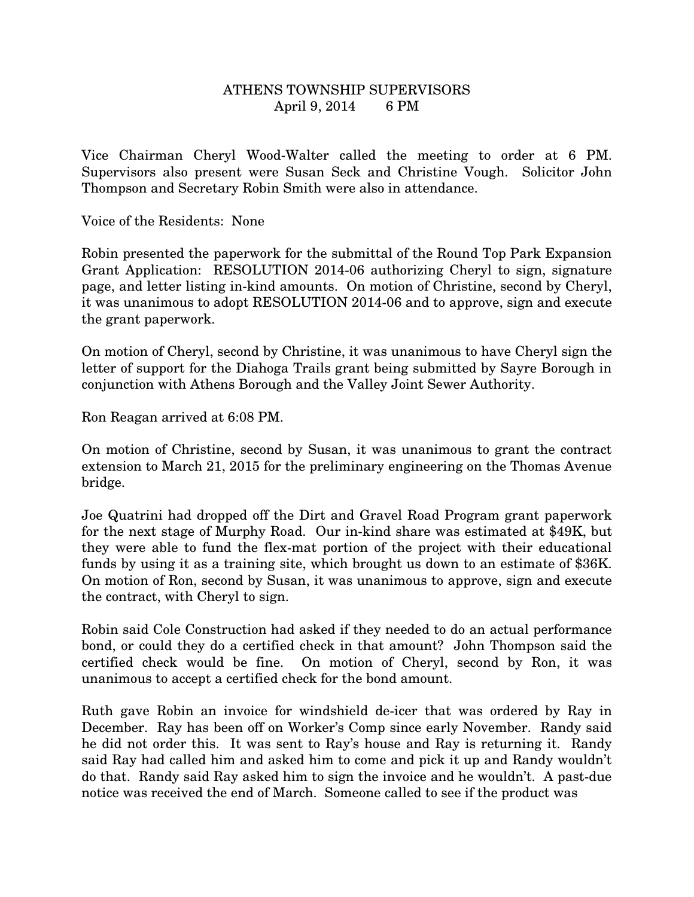# ATHENS TOWNSHIP SUPERVISORS
## April 9, 2014 6 PM

Vice Chairman Cheryl Wood-Walter called the meeting to order at 6 PM. Supervisors also present were Susan Seck and Christine Vough. Solicitor John Thompson and Secretary Robin Smith were also in attendance.

Voice of the Residents: None

Robin presented the paperwork for the submittal of the Round Top Park Expansion Grant Application: RESOLUTION 2014-06 authorizing Cheryl to sign, signature page, and letter listing in-kind amounts. On motion of Christine, second by Cheryl, it was unanimous to adopt RESOLUTION 2014-06 and to approve, sign and execute the grant paperwork.

On motion of Cheryl, second by Christine, it was unanimous to have Cheryl sign the letter of support for the Diahoga Trails grant being submitted by Sayre Borough in conjunction with Athens Borough and the Valley Joint Sewer Authority.

Ron Reagan arrived at 6:08 PM.

On motion of Christine, second by Susan, it was unanimous to grant the contract extension to March 21, 2015 for the preliminary engineering on the Thomas Avenue bridge.

Joe Quatrini had dropped off the Dirt and Gravel Road Program grant paperwork for the next stage of Murphy Road. Our in-kind share was estimated at $49K, but they were able to fund the flex-mat portion of the project with their educational funds by using it as a training site, which brought us down to an estimate of $36K. On motion of Ron, second by Susan, it was unanimous to approve, sign and execute the contract, with Cheryl to sign.

Robin said Cole Construction had asked if they needed to do an actual performance bond, or could they do a certified check in that amount? John Thompson said the certified check would be fine. On motion of Cheryl, second by Ron, it was unanimous to accept a certified check for the bond amount.

Ruth gave Robin an invoice for windshield de-icer that was ordered by Ray in December. Ray has been off on Worker's Comp since early November. Randy said he did not order this. It was sent to Ray's house and Ray is returning it. Randy said Ray had called him and asked him to come and pick it up and Randy wouldn't do that. Randy said Ray asked him to sign the invoice and he wouldn't. A past-due notice was received the end of March. Someone called to see if the product was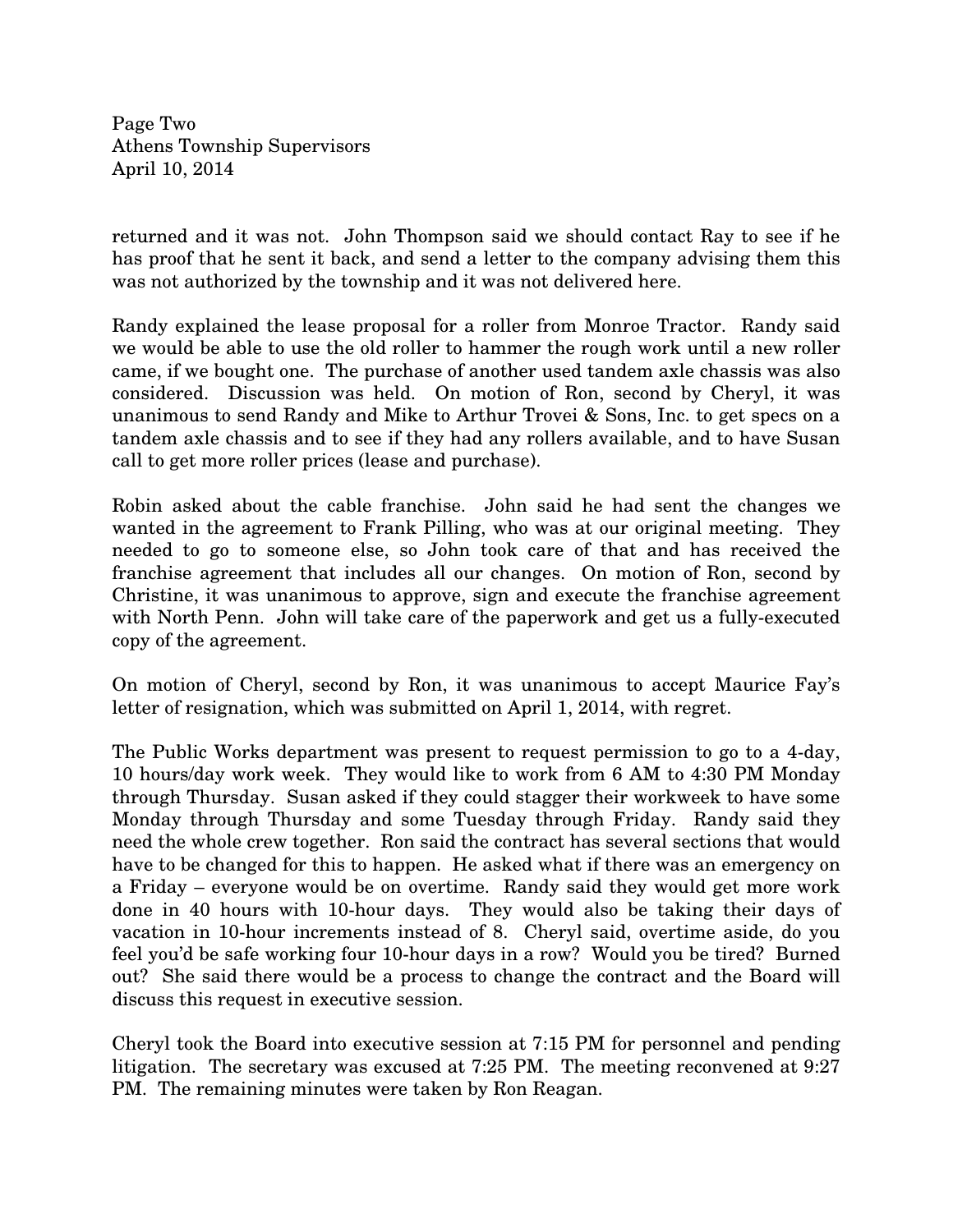returned and it was not. John Thompson said we should contact Ray to see if he has proof that he sent it back, and send a letter to the company advising them this was not authorized by the township and it was not delivered here.

Randy explained the lease proposal for a roller from Monroe Tractor. Randy said we would be able to use the old roller to hammer the rough work until a new roller came, if we bought one. The purchase of another used tandem axle chassis was also considered. Discussion was held. On motion of Ron, second by Cheryl, it was unanimous to send Randy and Mike to Arthur Trovei & Sons, Inc. to get specs on a tandem axle chassis and to see if they had any rollers available, and to have Susan call to get more roller prices (lease and purchase).

Robin asked about the cable franchise. John said he had sent the changes we wanted in the agreement to Frank Pilling, who was at our original meeting. They needed to go to someone else, so John took care of that and has received the franchise agreement that includes all our changes. On motion of Ron, second by Christine, it was unanimous to approve, sign and execute the franchise agreement with North Penn. John will take care of the paperwork and get us a fully-executed copy of the agreement.

On motion of Cheryl, second by Ron, it was unanimous to accept Maurice Fay's letter of resignation, which was submitted on April 1, 2014, with regret.

The Public Works department was present to request permission to go to a 4-day, 10 hours/day work week. They would like to work from 6 AM to 4:30 PM Monday through Thursday. Susan asked if they could stagger their workweek to have some Monday through Thursday and some Tuesday through Friday. Randy said they need the whole crew together. Ron said the contract has several sections that would have to be changed for this to happen. He asked what if there was an emergency on a Friday – everyone would be on overtime. Randy said they would get more work done in 40 hours with 10-hour days. They would also be taking their days of vacation in 10-hour increments instead of 8. Cheryl said, overtime aside, do you feel you'd be safe working four 10-hour days in a row? Would you be tired? Burned out? She said there would be a process to change the contract and the Board will discuss this request in executive session.

Cheryl took the Board into executive session at 7:15 PM for personnel and pending litigation. The secretary was excused at 7:25 PM. The meeting reconvened at 9:27 PM. The remaining minutes were taken by Ron Reagan.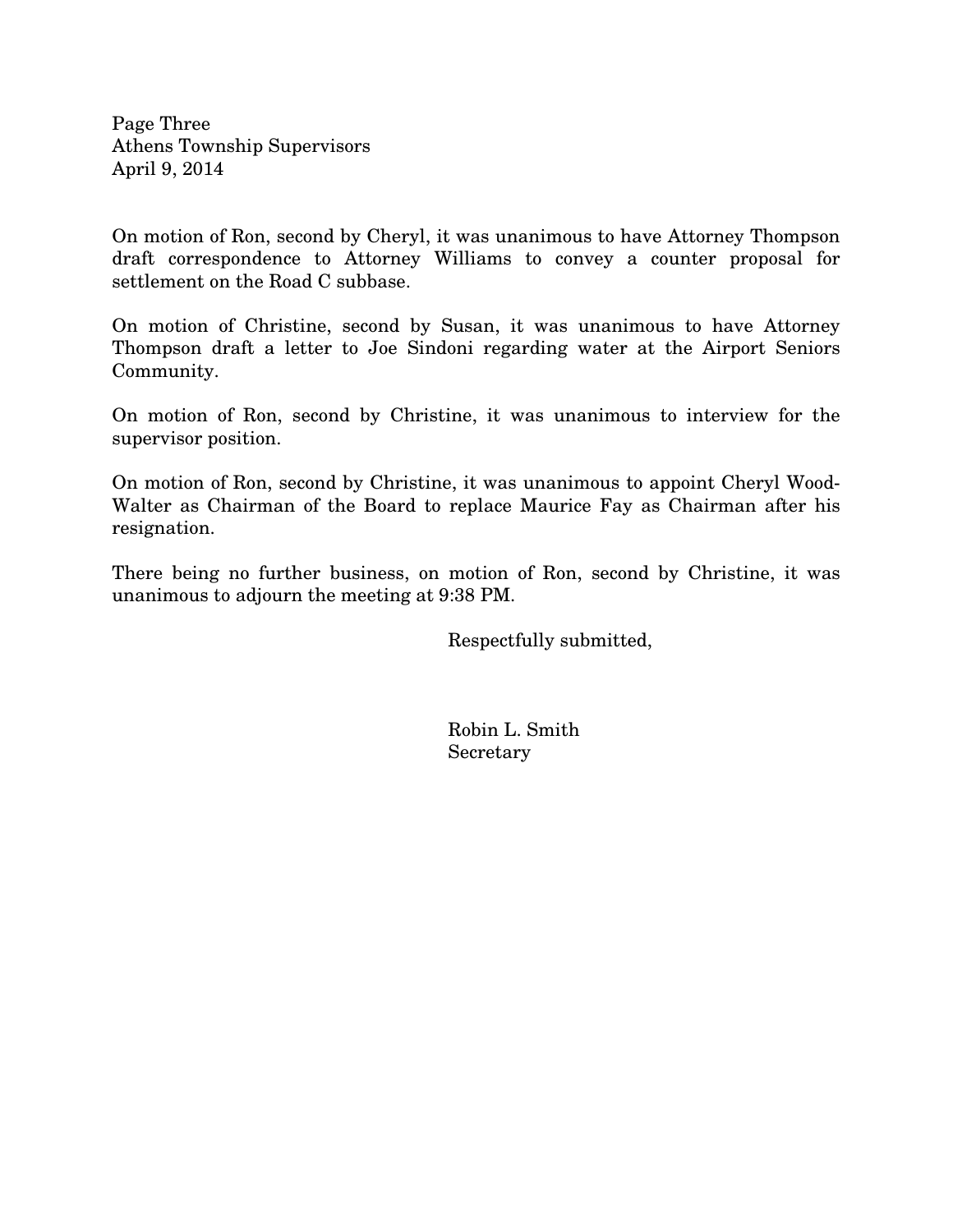On motion of Ron, second by Cheryl, it was unanimous to have Attorney Thompson draft correspondence to Attorney Williams to convey a counter proposal for settlement on the Road C subbase.

On motion of Christine, second by Susan, it was unanimous to have Attorney Thompson draft a letter to Joe Sindoni regarding water at the Airport Seniors Community.

On motion of Ron, second by Christine, it was unanimous to interview for the supervisor position.

On motion of Ron, second by Christine, it was unanimous to appoint Cheryl Wood-Walter as Chairman of the Board to replace Maurice Fay as Chairman after his resignation.

There being no further business, on motion of Ron, second by Christine, it was unanimous to adjourn the meeting at 9:38 PM.

Respectfully submitted,

Robin L. Smith
Secretary